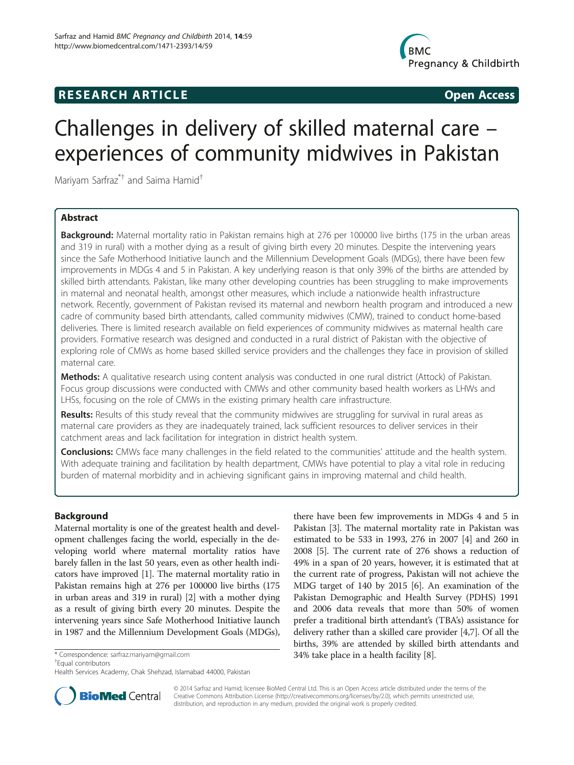**RESEARCH ARTICLE** **Open Access**

# Challenges in delivery of skilled maternal care – experiences of community midwives in Pakistan

Mariyam Sarfraz[*†] and Saima Hamid[†]

## Abstract

**Background:** Maternal mortality ratio in Pakistan remains high at 276 per 100000 live births (175 in the urban areas and 319 in rural) with a mother dying as a result of giving birth every 20 minutes. Despite the intervening years since the Safe Motherhood Initiative launch and the Millennium Development Goals (MDGs), there have been few improvements in MDGs 4 and 5 in Pakistan. A key underlying reason is that only 39% of the births are attended by skilled birth attendants. Pakistan, like many other developing countries has been struggling to make improvements in maternal and neonatal health, amongst other measures, which include a nationwide health infrastructure network. Recently, government of Pakistan revised its maternal and newborn health program and introduced a new cadre of community based birth attendants, called community midwives (CMW), trained to conduct home-based deliveries. There is limited research available on field experiences of community midwives as maternal health care providers. Formative research was designed and conducted in a rural district of Pakistan with the objective of exploring role of CMWs as home based skilled service providers and the challenges they face in provision of skilled maternal care.

**Methods:** A qualitative research using content analysis was conducted in one rural district (Attock) of Pakistan. Focus group discussions were conducted with CMWs and other community based health workers as LHWs and LHSs, focusing on the role of CMWs in the existing primary health care infrastructure.

**Results:** Results of this study reveal that the community midwives are struggling for survival in rural areas as maternal care providers as they are inadequately trained, lack sufficient resources to deliver services in their catchment areas and lack facilitation for integration in district health system.

**Conclusions:** CMWs face many challenges in the field related to the communities' attitude and the health system. With adequate training and facilitation by health department, CMWs have potential to play a vital role in reducing burden of maternal morbidity and in achieving significant gains in improving maternal and child health.

## Background

Maternal mortality is one of the greatest health and development challenges facing the world, especially in the developing world where maternal mortality ratios have barely fallen in the last 50 years, even as other health indicators have improved [1]. The maternal mortality ratio in Pakistan remains high at 276 per 100000 live births (175 in urban areas and 319 in rural) [2] with a mother dying as a result of giving birth every 20 minutes. Despite the intervening years since Safe Motherhood Initiative launch in 1987 and the Millennium Development Goals (MDGs), there have been few improvements in MDGs 4 and 5 in Pakistan [3]. The maternal mortality rate in Pakistan was estimated to be 533 in 1993, 276 in 2007 [4] and 260 in 2008 [5]. The current rate of 276 shows a reduction of 49% in a span of 20 years, however, it is estimated that at the current rate of progress, Pakistan will not achieve the MDG target of 140 by 2015 [6]. An examination of the Pakistan Demographic and Health Survey (PDHS) 1991 and 2006 data reveals that more than 50% of women prefer a traditional birth attendant's (TBA's) assistance for delivery rather than a skilled care provider [4,7]. Of all the births, 39% are attended by skilled birth attendants and 34% take place in a health facility [8].

\* Correspondence: sarfraz.mariyam@gmail.com
†Equal contributors
Health Services Academy, Chak Shehzad, Islamabad 44000, Pakistan

© 2014 Sarfraz and Hamid; licensee BioMed Central Ltd. This is an Open Access article distributed under the terms of the Creative Commons Attribution License (http://creativecommons.org/licenses/by/2.0), which permits unrestricted use, distribution, and reproduction in any medium, provided the original work is properly credited.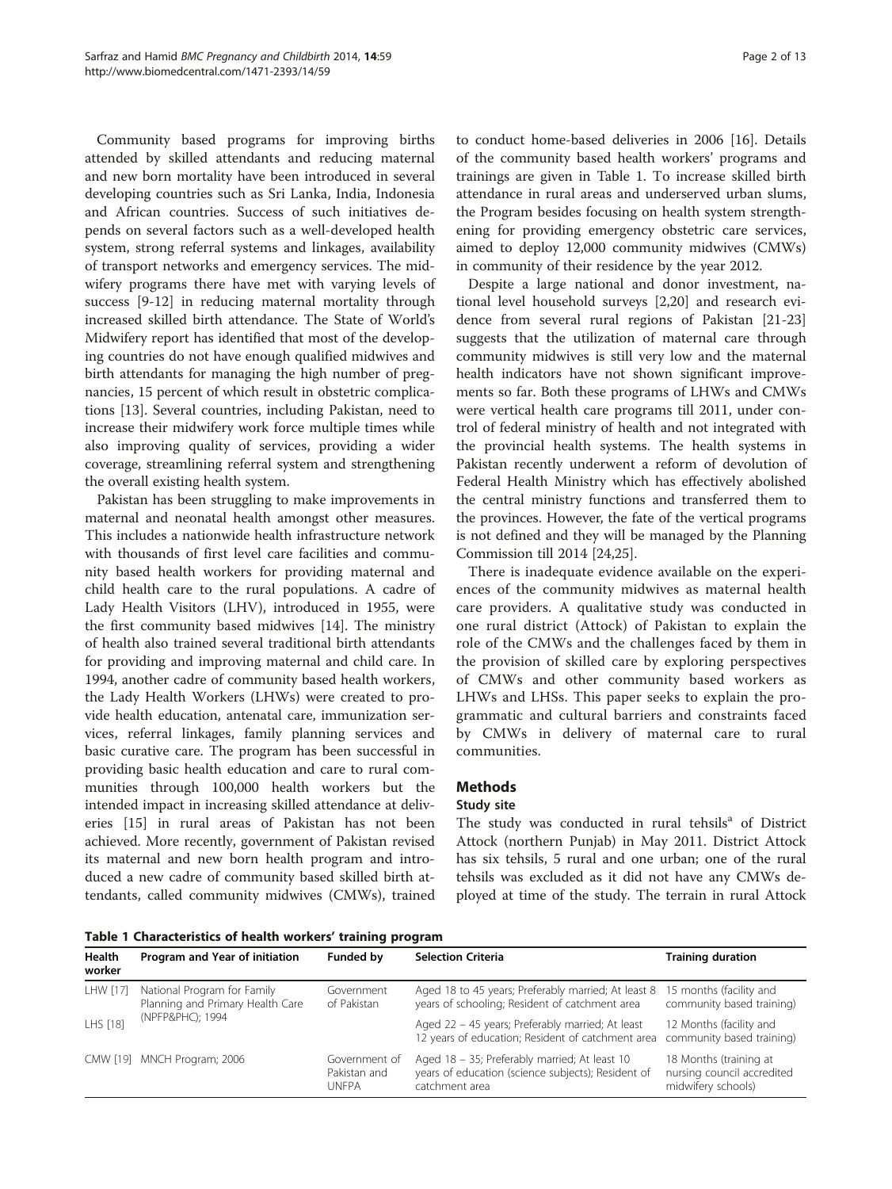Community based programs for improving births attended by skilled attendants and reducing maternal and new born mortality have been introduced in several developing countries such as Sri Lanka, India, Indonesia and African countries. Success of such initiatives depends on several factors such as a well-developed health system, strong referral systems and linkages, availability of transport networks and emergency services. The midwifery programs there have met with varying levels of success [9-12] in reducing maternal mortality through increased skilled birth attendance. The State of World's Midwifery report has identified that most of the developing countries do not have enough qualified midwives and birth attendants for managing the high number of pregnancies, 15 percent of which result in obstetric complications [13]. Several countries, including Pakistan, need to increase their midwifery work force multiple times while also improving quality of services, providing a wider coverage, streamlining referral system and strengthening the overall existing health system.

Pakistan has been struggling to make improvements in maternal and neonatal health amongst other measures. This includes a nationwide health infrastructure network with thousands of first level care facilities and community based health workers for providing maternal and child health care to the rural populations. A cadre of Lady Health Visitors (LHV), introduced in 1955, were the first community based midwives [14]. The ministry of health also trained several traditional birth attendants for providing and improving maternal and child care. In 1994, another cadre of community based health workers, the Lady Health Workers (LHWs) were created to provide health education, antenatal care, immunization services, referral linkages, family planning services and basic curative care. The program has been successful in providing basic health education and care to rural communities through 100,000 health workers but the intended impact in increasing skilled attendance at deliveries [15] in rural areas of Pakistan has not been achieved. More recently, government of Pakistan revised its maternal and new born health program and introduced a new cadre of community based skilled birth attendants, called community midwives (CMWs), trained to conduct home-based deliveries in 2006 [16]. Details of the community based health workers' programs and trainings are given in Table 1. To increase skilled birth attendance in rural areas and underserved urban slums, the Program besides focusing on health system strengthening for providing emergency obstetric care services, aimed to deploy 12,000 community midwives (CMWs) in community of their residence by the year 2012.

Despite a large national and donor investment, national level household surveys [2,20] and research evidence from several rural regions of Pakistan [21-23] suggests that the utilization of maternal care through community midwives is still very low and the maternal health indicators have not shown significant improvements so far. Both these programs of LHWs and CMWs were vertical health care programs till 2011, under control of federal ministry of health and not integrated with the provincial health systems. The health systems in Pakistan recently underwent a reform of devolution of Federal Health Ministry which has effectively abolished the central ministry functions and transferred them to the provinces. However, the fate of the vertical programs is not defined and they will be managed by the Planning Commission till 2014 [24,25].

There is inadequate evidence available on the experiences of the community midwives as maternal health care providers. A qualitative study was conducted in one rural district (Attock) of Pakistan to explain the role of the CMWs and the challenges faced by them in the provision of skilled care by exploring perspectives of CMWs and other community based workers as LHWs and LHSs. This paper seeks to explain the programmatic and cultural barriers and constraints faced by CMWs in delivery of maternal care to rural communities.

## Methods

### Study site

The study was conducted in rural tehsils[a] of District Attock (northern Punjab) in May 2011. District Attock has six tehsils, 5 rural and one urban; one of the rural tehsils was excluded as it did not have any CMWs deployed at time of the study. The terrain in rural Attock

**Table 1 Characteristics of health workers' training program**

| Health worker | Program and Year of initiation | Funded by | Selection Criteria | Training duration |
|---|---|---|---|---|
| LHW [17] | National Program for Family Planning and Primary Health Care (NPFP&PHC); 1994 | Government of Pakistan | Aged 18 to 45 years; Preferably married; At least 8 years of schooling; Resident of catchment area | 15 months (facility and community based training) |
| LHS [18] | | | Aged 22 – 45 years; Preferably married; At least 12 years of education; Resident of catchment area | 12 Months (facility and community based training) |
| CMW [19] | MNCH Program; 2006 | Government of Pakistan and UNFPA | Aged 18 – 35; Preferably married; At least 10 years of education (science subjects); Resident of catchment area | 18 Months (training at nursing council accredited midwifery schools) |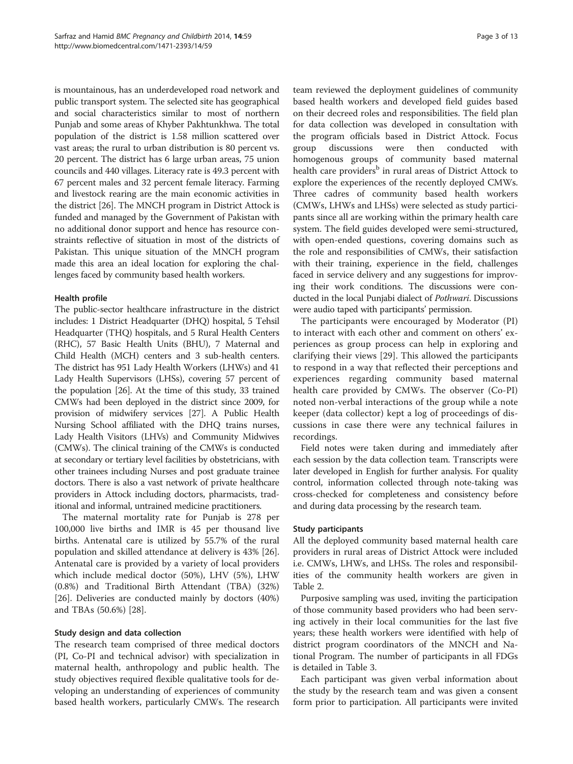is mountainous, has an underdeveloped road network and public transport system. The selected site has geographical and social characteristics similar to most of northern Punjab and some areas of Khyber Pakhtunkhwa. The total population of the district is 1.58 million scattered over vast areas; the rural to urban distribution is 80 percent vs. 20 percent. The district has 6 large urban areas, 75 union councils and 440 villages. Literacy rate is 49.3 percent with 67 percent males and 32 percent female literacy. Farming and livestock rearing are the main economic activities in the district [26]. The MNCH program in District Attock is funded and managed by the Government of Pakistan with no additional donor support and hence has resource constraints reflective of situation in most of the districts of Pakistan. This unique situation of the MNCH program made this area an ideal location for exploring the challenges faced by community based health workers.

### Health profile

The public-sector healthcare infrastructure in the district includes: 1 District Headquarter (DHQ) hospital, 5 Tehsil Headquarter (THQ) hospitals, and 5 Rural Health Centers (RHC), 57 Basic Health Units (BHU), 7 Maternal and Child Health (MCH) centers and 3 sub-health centers. The district has 951 Lady Health Workers (LHWs) and 41 Lady Health Supervisors (LHSs), covering 57 percent of the population [26]. At the time of this study, 33 trained CMWs had been deployed in the district since 2009, for provision of midwifery services [27]. A Public Health Nursing School affiliated with the DHQ trains nurses, Lady Health Visitors (LHVs) and Community Midwives (CMWs). The clinical training of the CMWs is conducted at secondary or tertiary level facilities by obstetricians, with other trainees including Nurses and post graduate trainee doctors. There is also a vast network of private healthcare providers in Attock including doctors, pharmacists, traditional and informal, untrained medicine practitioners.

The maternal mortality rate for Punjab is 278 per 100,000 live births and IMR is 45 per thousand live births. Antenatal care is utilized by 55.7% of the rural population and skilled attendance at delivery is 43% [26]. Antenatal care is provided by a variety of local providers which include medical doctor (50%), LHV (5%), LHW (0.8%) and Traditional Birth Attendant (TBA) (32%) [26]. Deliveries are conducted mainly by doctors (40%) and TBAs (50.6%) [28].

### Study design and data collection

The research team comprised of three medical doctors (PI, Co-PI and technical advisor) with specialization in maternal health, anthropology and public health. The study objectives required flexible qualitative tools for developing an understanding of experiences of community based health workers, particularly CMWs. The research team reviewed the deployment guidelines of community based health workers and developed field guides based on their decreed roles and responsibilities. The field plan for data collection was developed in consultation with the program officials based in District Attock. Focus group discussions were then conducted with homogenous groups of community based maternal health care providers[b] in rural areas of District Attock to explore the experiences of the recently deployed CMWs. Three cadres of community based health workers (CMWs, LHWs and LHSs) were selected as study participants since all are working within the primary health care system. The field guides developed were semi-structured, with open-ended questions, covering domains such as the role and responsibilities of CMWs, their satisfaction with their training, experience in the field, challenges faced in service delivery and any suggestions for improving their work conditions. The discussions were conducted in the local Punjabi dialect of *Pothwari*. Discussions were audio taped with participants' permission.

The participants were encouraged by Moderator (PI) to interact with each other and comment on others' experiences as group process can help in exploring and clarifying their views [29]. This allowed the participants to respond in a way that reflected their perceptions and experiences regarding community based maternal health care provided by CMWs. The observer (Co-PI) noted non-verbal interactions of the group while a note keeper (data collector) kept a log of proceedings of discussions in case there were any technical failures in recordings.

Field notes were taken during and immediately after each session by the data collection team. Transcripts were later developed in English for further analysis. For quality control, information collected through note-taking was cross-checked for completeness and consistency before and during data processing by the research team.

### Study participants

All the deployed community based maternal health care providers in rural areas of District Attock were included i.e. CMWs, LHWs, and LHSs. The roles and responsibilities of the community health workers are given in Table 2.

Purposive sampling was used, inviting the participation of those community based providers who had been serving actively in their local communities for the last five years; these health workers were identified with help of district program coordinators of the MNCH and National Program. The number of participants in all FDGs is detailed in Table 3.

Each participant was given verbal information about the study by the research team and was given a consent form prior to participation. All participants were invited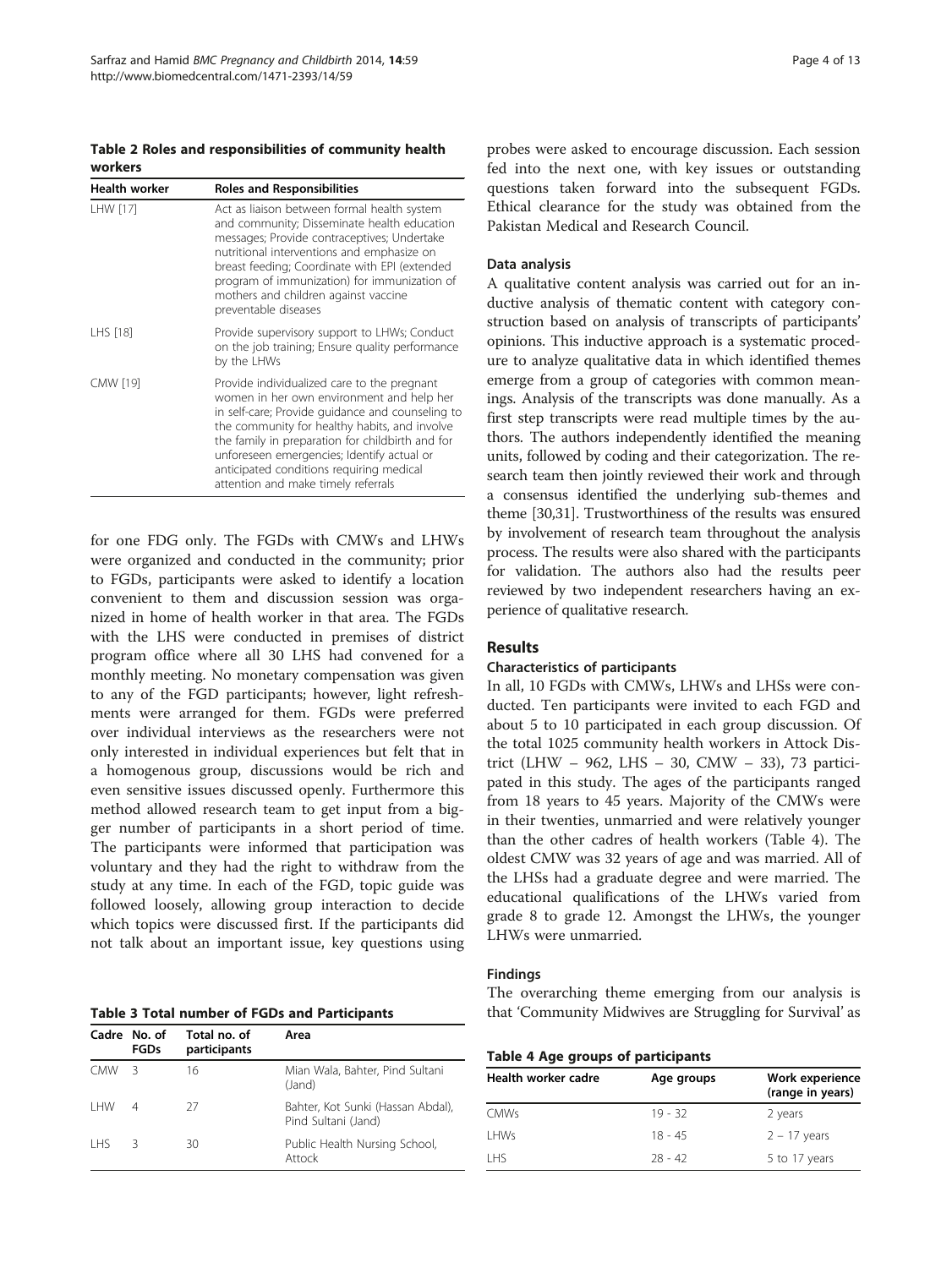**Table 2 Roles and responsibilities of community health workers**

| Health worker | Roles and Responsibilities |
|---|---|
| LHW [17] | Act as liaison between formal health system and community; Disseminate health education messages; Provide contraceptives; Undertake nutritional interventions and emphasize on breast feeding; Coordinate with EPI (extended program of immunization) for immunization of mothers and children against vaccine preventable diseases |
| LHS [18] | Provide supervisory support to LHWs; Conduct on the job training; Ensure quality performance by the LHWs |
| CMW [19] | Provide individualized care to the pregnant women in her own environment and help her in self-care; Provide guidance and counseling to the community for healthy habits, and involve the family in preparation for childbirth and for unforeseen emergencies; Identify actual or anticipated conditions requiring medical attention and make timely referrals |

for one FDG only. The FGDs with CMWs and LHWs were organized and conducted in the community; prior to FGDs, participants were asked to identify a location convenient to them and discussion session was organized in home of health worker in that area. The FGDs with the LHS were conducted in premises of district program office where all 30 LHS had convened for a monthly meeting. No monetary compensation was given to any of the FGD participants; however, light refreshments were arranged for them. FGDs were preferred over individual interviews as the researchers were not only interested in individual experiences but felt that in a homogenous group, discussions would be rich and even sensitive issues discussed openly. Furthermore this method allowed research team to get input from a bigger number of participants in a short period of time. The participants were informed that participation was voluntary and they had the right to withdraw from the study at any time. In each of the FGD, topic guide was followed loosely, allowing group interaction to decide which topics were discussed first. If the participants did not talk about an important issue, key questions using probes were asked to encourage discussion. Each session fed into the next one, with key issues or outstanding questions taken forward into the subsequent FGDs. Ethical clearance for the study was obtained from the Pakistan Medical and Research Council.

**Table 3 Total number of FGDs and Participants**

| Cadre | No. of FGDs | Total no. of participants | Area |
|---|---|---|---|
| CMW | 3 | 16 | Mian Wala, Bahter, Pind Sultani (Jand) |
| LHW | 4 | 27 | Bahter, Kot Sunki (Hassan Abdal), Pind Sultani (Jand) |
| LHS | 3 | 30 | Public Health Nursing School, Attock |

### Data analysis

A qualitative content analysis was carried out for an inductive analysis of thematic content with category construction based on analysis of transcripts of participants' opinions. This inductive approach is a systematic procedure to analyze qualitative data in which identified themes emerge from a group of categories with common meanings. Analysis of the transcripts was done manually. As a first step transcripts were read multiple times by the authors. The authors independently identified the meaning units, followed by coding and their categorization. The research team then jointly reviewed their work and through a consensus identified the underlying sub-themes and theme [30,31]. Trustworthiness of the results was ensured by involvement of research team throughout the analysis process. The results were also shared with the participants for validation. The authors also had the results peer reviewed by two independent researchers having an experience of qualitative research.

## Results

### Characteristics of participants

In all, 10 FGDs with CMWs, LHWs and LHSs were conducted. Ten participants were invited to each FGD and about 5 to 10 participated in each group discussion. Of the total 1025 community health workers in Attock District (LHW – 962, LHS – 30, CMW – 33), 73 participated in this study. The ages of the participants ranged from 18 years to 45 years. Majority of the CMWs were in their twenties, unmarried and were relatively younger than the other cadres of health workers (Table 4). The oldest CMW was 32 years of age and was married. All of the LHSs had a graduate degree and were married. The educational qualifications of the LHWs varied from grade 8 to grade 12. Amongst the LHWs, the younger LHWs were unmarried.

### Findings

The overarching theme emerging from our analysis is that 'Community Midwives are Struggling for Survival' as

**Table 4 Age groups of participants**

| Health worker cadre | Age groups | Work experience (range in years) |
|---|---|---|
| CMWs | 19 - 32 | 2 years |
| LHWs | 18 - 45 | 2 – 17 years |
| LHS | 28 - 42 | 5 to 17 years |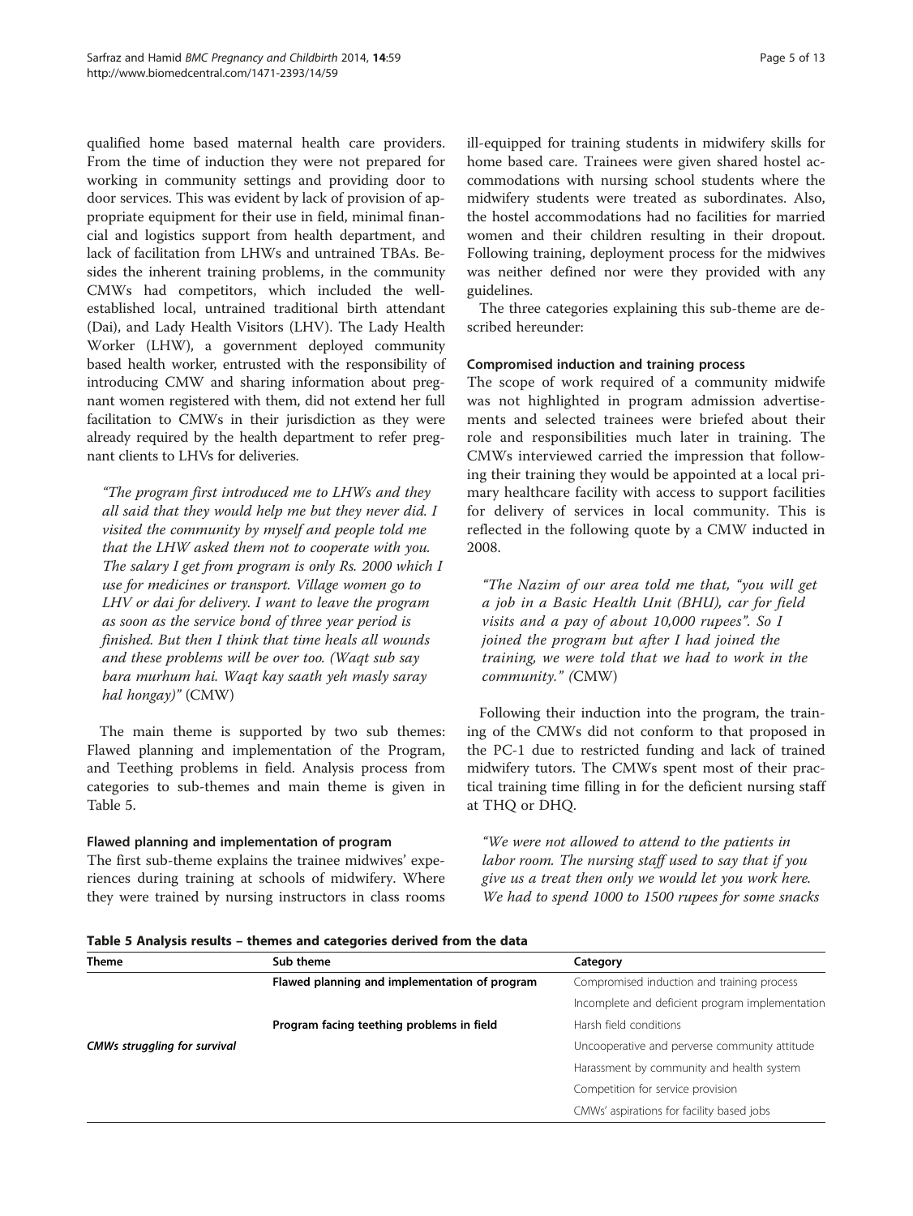qualified home based maternal health care providers. From the time of induction they were not prepared for working in community settings and providing door to door services. This was evident by lack of provision of appropriate equipment for their use in field, minimal financial and logistics support from health department, and lack of facilitation from LHWs and untrained TBAs. Besides the inherent training problems, in the community CMWs had competitors, which included the well-established local, untrained traditional birth attendant (Dai), and Lady Health Visitors (LHV). The Lady Health Worker (LHW), a government deployed community based health worker, entrusted with the responsibility of introducing CMW and sharing information about pregnant women registered with them, did not extend her full facilitation to CMWs in their jurisdiction as they were already required by the health department to refer pregnant clients to LHVs for deliveries.

> *"The program first introduced me to LHWs and they all said that they would help me but they never did. I visited the community by myself and people told me that the LHW asked them not to cooperate with you. The salary I get from program is only Rs. 2000 which I use for medicines or transport. Village women go to LHV or dai for delivery. I want to leave the program as soon as the service bond of three year period is finished. But then I think that time heals all wounds and these problems will be over too. (Waqt sub say bara murhum hai. Waqt kay saath yeh masly saray hal hongay)"* (CMW)

The main theme is supported by two sub themes: Flawed planning and implementation of the Program, and Teething problems in field. Analysis process from categories to sub-themes and main theme is given in Table 5.

#### Flawed planning and implementation of program

The first sub-theme explains the trainee midwives' experiences during training at schools of midwifery. Where they were trained by nursing instructors in class rooms ill-equipped for training students in midwifery skills for home based care. Trainees were given shared hostel accommodations with nursing school students where the midwifery students were treated as subordinates. Also, the hostel accommodations had no facilities for married women and their children resulting in their dropout. Following training, deployment process for the midwives was neither defined nor were they provided with any guidelines.

The three categories explaining this sub-theme are described hereunder:

#### Compromised induction and training process

The scope of work required of a community midwife was not highlighted in program admission advertisements and selected trainees were briefed about their role and responsibilities much later in training. The CMWs interviewed carried the impression that following their training they would be appointed at a local primary healthcare facility with access to support facilities for delivery of services in local community. This is reflected in the following quote by a CMW inducted in 2008.

> *"The Nazim of our area told me that, "you will get a job in a Basic Health Unit (BHU), car for field visits and a pay of about 10,000 rupees". So I joined the program but after I had joined the training, we were told that we had to work in the community." (*CMW)

Following their induction into the program, the training of the CMWs did not conform to that proposed in the PC-1 due to restricted funding and lack of trained midwifery tutors. The CMWs spent most of their practical training time filling in for the deficient nursing staff at THQ or DHQ.

> *"We were not allowed to attend to the patients in labor room. The nursing staff used to say that if you give us a treat then only we would let you work here. We had to spend 1000 to 1500 rupees for some snacks*

**Table 5 Analysis results – themes and categories derived from the data**

| Theme | Sub theme | Category |
|---|---|---|
| | **Flawed planning and implementation of program** | Compromised induction and training process |
| | | Incomplete and deficient program implementation |
| | **Program facing teething problems in field** | Harsh field conditions |
| ***CMWs struggling for survival*** | | Uncooperative and perverse community attitude |
| | | Harassment by community and health system |
| | | Competition for service provision |
| | | CMWs' aspirations for facility based jobs |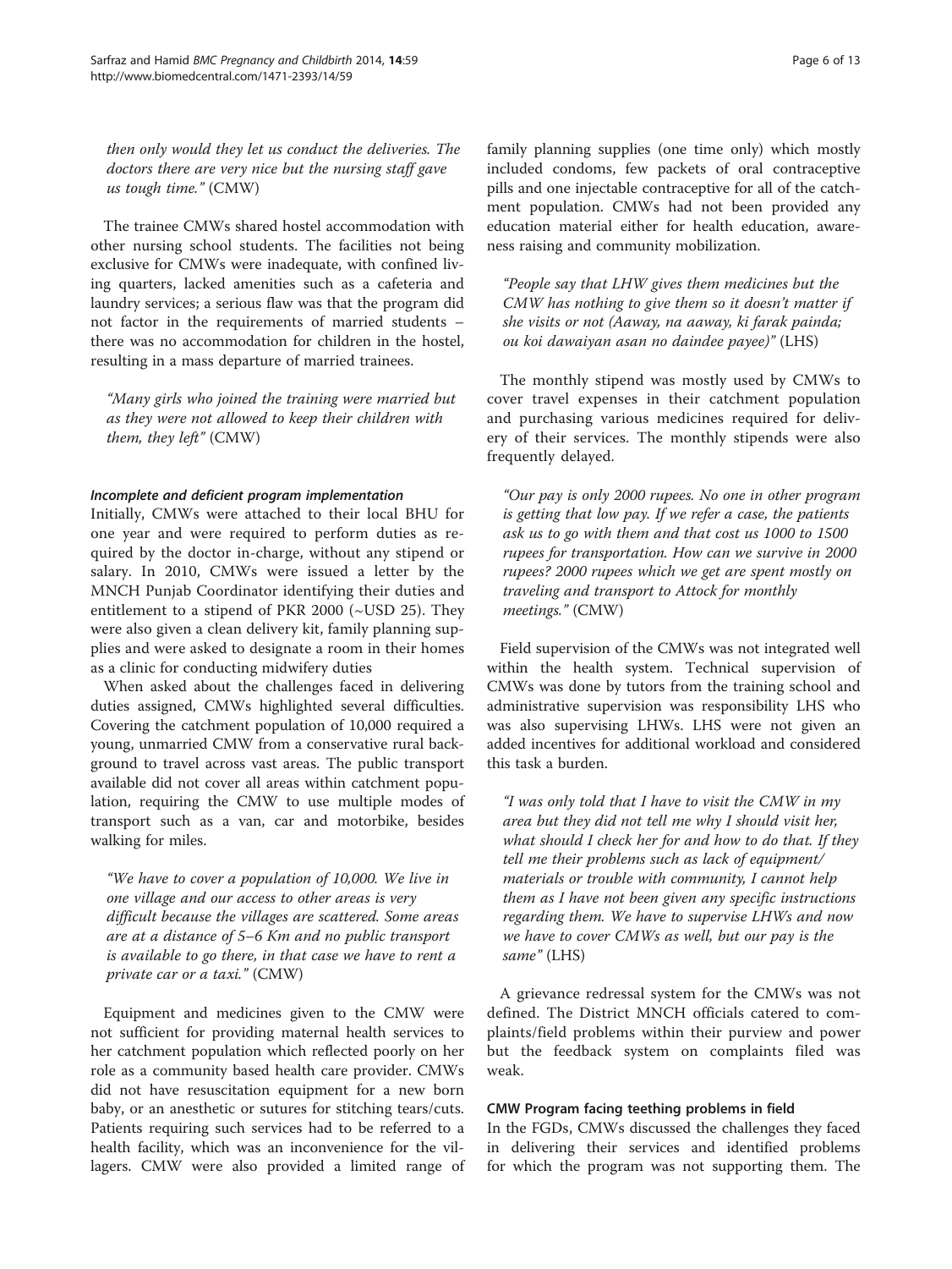then only would they let us conduct the deliveries. The doctors there are very nice but the nursing staff gave us tough time." (CMW)

The trainee CMWs shared hostel accommodation with other nursing school students. The facilities not being exclusive for CMWs were inadequate, with confined living quarters, lacked amenities such as a cafeteria and laundry services; a serious flaw was that the program did not factor in the requirements of married students – there was no accommodation for children in the hostel, resulting in a mass departure of married trainees.

> *"Many girls who joined the training were married but as they were not allowed to keep their children with them, they left"* (CMW)

#### *Incomplete and deficient program implementation*

Initially, CMWs were attached to their local BHU for one year and were required to perform duties as required by the doctor in-charge, without any stipend or salary. In 2010, CMWs were issued a letter by the MNCH Punjab Coordinator identifying their duties and entitlement to a stipend of PKR 2000 (~USD 25). They were also given a clean delivery kit, family planning supplies and were asked to designate a room in their homes as a clinic for conducting midwifery duties

When asked about the challenges faced in delivering duties assigned, CMWs highlighted several difficulties. Covering the catchment population of 10,000 required a young, unmarried CMW from a conservative rural background to travel across vast areas. The public transport available did not cover all areas within catchment population, requiring the CMW to use multiple modes of transport such as a van, car and motorbike, besides walking for miles.

> *"We have to cover a population of 10,000. We live in one village and our access to other areas is very difficult because the villages are scattered. Some areas are at a distance of 5–6 Km and no public transport is available to go there, in that case we have to rent a private car or a taxi."* (CMW)

Equipment and medicines given to the CMW were not sufficient for providing maternal health services to her catchment population which reflected poorly on her role as a community based health care provider. CMWs did not have resuscitation equipment for a new born baby, or an anesthetic or sutures for stitching tears/cuts. Patients requiring such services had to be referred to a health facility, which was an inconvenience for the villagers. CMW were also provided a limited range of family planning supplies (one time only) which mostly included condoms, few packets of oral contraceptive pills and one injectable contraceptive for all of the catchment population. CMWs had not been provided any education material either for health education, awareness raising and community mobilization.

> *"People say that LHW gives them medicines but the CMW has nothing to give them so it doesn't matter if she visits or not (Aaway, na aaway, ki farak painda; ou koi dawaiyan asan no daindee payee)"* (LHS)

The monthly stipend was mostly used by CMWs to cover travel expenses in their catchment population and purchasing various medicines required for delivery of their services. The monthly stipends were also frequently delayed.

> *"Our pay is only 2000 rupees. No one in other program is getting that low pay. If we refer a case, the patients ask us to go with them and that cost us 1000 to 1500 rupees for transportation. How can we survive in 2000 rupees? 2000 rupees which we get are spent mostly on traveling and transport to Attock for monthly meetings."* (CMW)

Field supervision of the CMWs was not integrated well within the health system. Technical supervision of CMWs was done by tutors from the training school and administrative supervision was responsibility LHS who was also supervising LHWs. LHS were not given an added incentives for additional workload and considered this task a burden.

> *"I was only told that I have to visit the CMW in my area but they did not tell me why I should visit her, what should I check her for and how to do that. If they tell me their problems such as lack of equipment/ materials or trouble with community, I cannot help them as I have not been given any specific instructions regarding them. We have to supervise LHWs and now we have to cover CMWs as well, but our pay is the same"* (LHS)

A grievance redressal system for the CMWs was not defined. The District MNCH officials catered to complaints/field problems within their purview and power but the feedback system on complaints filed was weak.

### CMW Program facing teething problems in field

In the FGDs, CMWs discussed the challenges they faced in delivering their services and identified problems for which the program was not supporting them. The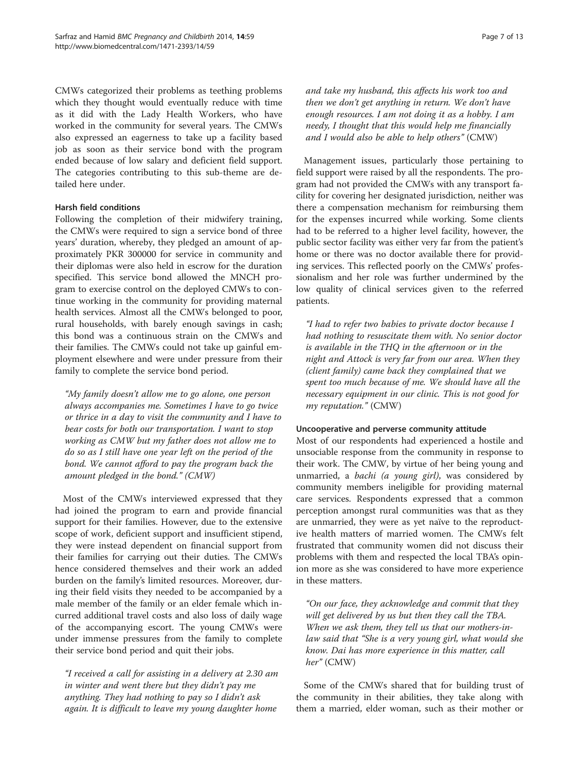CMWs categorized their problems as teething problems which they thought would eventually reduce with time as it did with the Lady Health Workers, who have worked in the community for several years. The CMWs also expressed an eagerness to take up a facility based job as soon as their service bond with the program ended because of low salary and deficient field support. The categories contributing to this sub-theme are detailed here under.

#### Harsh field conditions

Following the completion of their midwifery training, the CMWs were required to sign a service bond of three years' duration, whereby, they pledged an amount of approximately PKR 300000 for service in community and their diplomas were also held in escrow for the duration specified. This service bond allowed the MNCH program to exercise control on the deployed CMWs to continue working in the community for providing maternal health services. Almost all the CMWs belonged to poor, rural households, with barely enough savings in cash; this bond was a continuous strain on the CMWs and their families. The CMWs could not take up gainful employment elsewhere and were under pressure from their family to complete the service bond period.

> *"My family doesn't allow me to go alone, one person always accompanies me. Sometimes I have to go twice or thrice in a day to visit the community and I have to bear costs for both our transportation. I want to stop working as CMW but my father does not allow me to do so as I still have one year left on the period of the bond. We cannot afford to pay the program back the amount pledged in the bond." (CMW)*

Most of the CMWs interviewed expressed that they had joined the program to earn and provide financial support for their families. However, due to the extensive scope of work, deficient support and insufficient stipend, they were instead dependent on financial support from their families for carrying out their duties. The CMWs hence considered themselves and their work an added burden on the family's limited resources. Moreover, during their field visits they needed to be accompanied by a male member of the family or an elder female which incurred additional travel costs and also loss of daily wage of the accompanying escort. The young CMWs were under immense pressures from the family to complete their service bond period and quit their jobs.

> *"I received a call for assisting in a delivery at 2.30 am in winter and went there but they didn't pay me anything. They had nothing to pay so I didn't ask again. It is difficult to leave my young daughter home and take my husband, this affects his work too and then we don't get anything in return. We don't have enough resources. I am not doing it as a hobby. I am needy, I thought that this would help me financially and I would also be able to help others"* (CMW)

Management issues, particularly those pertaining to field support were raised by all the respondents. The program had not provided the CMWs with any transport facility for covering her designated jurisdiction, neither was there a compensation mechanism for reimbursing them for the expenses incurred while working. Some clients had to be referred to a higher level facility, however, the public sector facility was either very far from the patient's home or there was no doctor available there for providing services. This reflected poorly on the CMWs' professionalism and her role was further undermined by the low quality of clinical services given to the referred patients.

> *"I had to refer two babies to private doctor because I had nothing to resuscitate them with. No senior doctor is available in the THQ in the afternoon or in the night and Attock is very far from our area. When they (client family) came back they complained that we spent too much because of me. We should have all the necessary equipment in our clinic. This is not good for my reputation."* (CMW)

#### Uncooperative and perverse community attitude

Most of our respondents had experienced a hostile and unsociable response from the community in response to their work. The CMW, by virtue of her being young and unmarried, a *bachi (a young girl)*, was considered by community members ineligible for providing maternal care services. Respondents expressed that a common perception amongst rural communities was that as they are unmarried, they were as yet naïve to the reproductive health matters of married women. The CMWs felt frustrated that community women did not discuss their problems with them and respected the local TBA's opinion more as she was considered to have more experience in these matters.

> *"On our face, they acknowledge and commit that they will get delivered by us but then they call the TBA. When we ask them, they tell us that our mothers-in-law said that "She is a very young girl, what would she know. Dai has more experience in this matter, call her"* (CMW)

Some of the CMWs shared that for building trust of the community in their abilities, they take along with them a married, elder woman, such as their mother or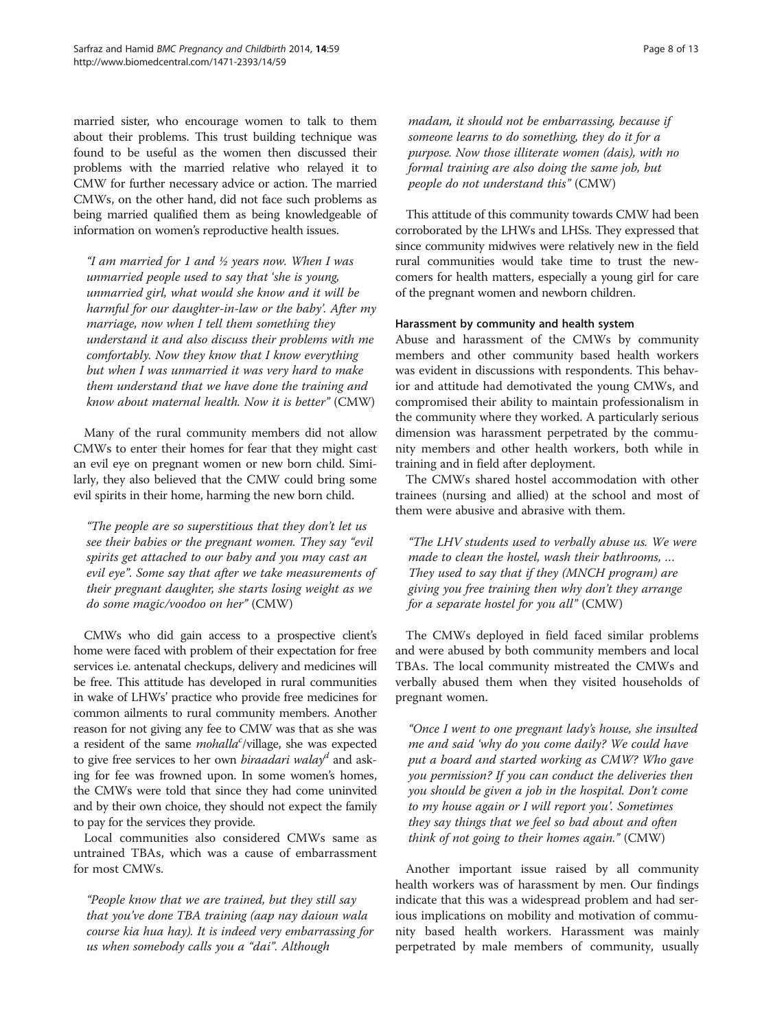married sister, who encourage women to talk to them about their problems. This trust building technique was found to be useful as the women then discussed their problems with the married relative who relayed it to CMW for further necessary advice or action. The married CMWs, on the other hand, did not face such problems as being married qualified them as being knowledgeable of information on women's reproductive health issues.

> *"I am married for 1 and ½ years now. When I was unmarried people used to say that 'she is young, unmarried girl, what would she know and it will be harmful for our daughter-in-law or the baby'. After my marriage, now when I tell them something they understand it and also discuss their problems with me comfortably. Now they know that I know everything but when I was unmarried it was very hard to make them understand that we have done the training and know about maternal health. Now it is better"* (CMW)

Many of the rural community members did not allow CMWs to enter their homes for fear that they might cast an evil eye on pregnant women or new born child. Similarly, they also believed that the CMW could bring some evil spirits in their home, harming the new born child.

> *"The people are so superstitious that they don't let us see their babies or the pregnant women. They say "evil spirits get attached to our baby and you may cast an evil eye". Some say that after we take measurements of their pregnant daughter, she starts losing weight as we do some magic/voodoo on her"* (CMW)

CMWs who did gain access to a prospective client's home were faced with problem of their expectation for free services i.e. antenatal checkups, delivery and medicines will be free. This attitude has developed in rural communities in wake of LHWs' practice who provide free medicines for common ailments to rural community members. Another reason for not giving any fee to CMW was that as she was a resident of the same *mohalla*[c]/village, she was expected to give free services to her own *biraadari walay*[d] and asking for fee was frowned upon. In some women's homes, the CMWs were told that since they had come uninvited and by their own choice, they should not expect the family to pay for the services they provide.

Local communities also considered CMWs same as untrained TBAs, which was a cause of embarrassment for most CMWs.

> *"People know that we are trained, but they still say that you've done TBA training (aap nay daioun wala course kia hua hay). It is indeed very embarrassing for us when somebody calls you a "dai". Although madam, it should not be embarrassing, because if someone learns to do something, they do it for a purpose. Now those illiterate women (dais), with no formal training are also doing the same job, but people do not understand this"* (CMW)

This attitude of this community towards CMW had been corroborated by the LHWs and LHSs. They expressed that since community midwives were relatively new in the field rural communities would take time to trust the newcomers for health matters, especially a young girl for care of the pregnant women and newborn children.

#### Harassment by community and health system

Abuse and harassment of the CMWs by community members and other community based health workers was evident in discussions with respondents. This behavior and attitude had demotivated the young CMWs, and compromised their ability to maintain professionalism in the community where they worked. A particularly serious dimension was harassment perpetrated by the community members and other health workers, both while in training and in field after deployment.

The CMWs shared hostel accommodation with other trainees (nursing and allied) at the school and most of them were abusive and abrasive with them.

> *"The LHV students used to verbally abuse us. We were made to clean the hostel, wash their bathrooms, … They used to say that if they (MNCH program) are giving you free training then why don't they arrange for a separate hostel for you all"* (CMW)

The CMWs deployed in field faced similar problems and were abused by both community members and local TBAs. The local community mistreated the CMWs and verbally abused them when they visited households of pregnant women.

> *"Once I went to one pregnant lady's house, she insulted me and said 'why do you come daily? We could have put a board and started working as CMW? Who gave you permission? If you can conduct the deliveries then you should be given a job in the hospital. Don't come to my house again or I will report you'. Sometimes they say things that we feel so bad about and often think of not going to their homes again."* (CMW)

Another important issue raised by all community health workers was of harassment by men. Our findings indicate that this was a widespread problem and had serious implications on mobility and motivation of community based health workers. Harassment was mainly perpetrated by male members of community, usually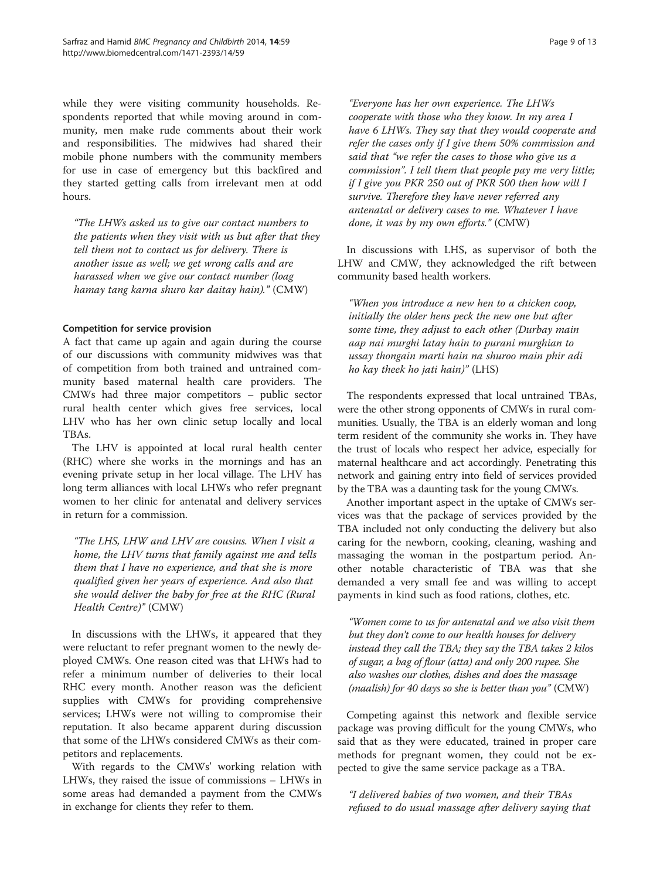while they were visiting community households. Respondents reported that while moving around in community, men make rude comments about their work and responsibilities. The midwives had shared their mobile phone numbers with the community members for use in case of emergency but this backfired and they started getting calls from irrelevant men at odd hours.

> *"The LHWs asked us to give our contact numbers to the patients when they visit with us but after that they tell them not to contact us for delivery. There is another issue as well; we get wrong calls and are harassed when we give our contact number (loag hamay tang karna shuro kar daitay hain)."* (CMW)

### Competition for service provision

A fact that came up again and again during the course of our discussions with community midwives was that of competition from both trained and untrained community based maternal health care providers. The CMWs had three major competitors – public sector rural health center which gives free services, local LHV who has her own clinic setup locally and local TBAs.

The LHV is appointed at local rural health center (RHC) where she works in the mornings and has an evening private setup in her local village. The LHV has long term alliances with local LHWs who refer pregnant women to her clinic for antenatal and delivery services in return for a commission.

> *"The LHS, LHW and LHV are cousins. When I visit a home, the LHV turns that family against me and tells them that I have no experience, and that she is more qualified given her years of experience. And also that she would deliver the baby for free at the RHC (Rural Health Centre)"* (CMW)

In discussions with the LHWs, it appeared that they were reluctant to refer pregnant women to the newly deployed CMWs. One reason cited was that LHWs had to refer a minimum number of deliveries to their local RHC every month. Another reason was the deficient supplies with CMWs for providing comprehensive services; LHWs were not willing to compromise their reputation. It also became apparent during discussion that some of the LHWs considered CMWs as their competitors and replacements.

With regards to the CMWs' working relation with LHWs, they raised the issue of commissions – LHWs in some areas had demanded a payment from the CMWs in exchange for clients they refer to them.

> *"Everyone has her own experience. The LHWs cooperate with those who they know. In my area I have 6 LHWs. They say that they would cooperate and refer the cases only if I give them 50% commission and said that "we refer the cases to those who give us a commission". I tell them that people pay me very little; if I give you PKR 250 out of PKR 500 then how will I survive. Therefore they have never referred any antenatal or delivery cases to me. Whatever I have done, it was by my own efforts."* (CMW)

In discussions with LHS, as supervisor of both the LHW and CMW, they acknowledged the rift between community based health workers.

> *"When you introduce a new hen to a chicken coop, initially the older hens peck the new one but after some time, they adjust to each other (Durbay main aap nai murghi latay hain to purani murghian to ussay thongain marti hain na shuroo main phir adi ho kay theek ho jati hain)"* (LHS)

The respondents expressed that local untrained TBAs, were the other strong opponents of CMWs in rural communities. Usually, the TBA is an elderly woman and long term resident of the community she works in. They have the trust of locals who respect her advice, especially for maternal healthcare and act accordingly. Penetrating this network and gaining entry into field of services provided by the TBA was a daunting task for the young CMWs.

Another important aspect in the uptake of CMWs services was that the package of services provided by the TBA included not only conducting the delivery but also caring for the newborn, cooking, cleaning, washing and massaging the woman in the postpartum period. Another notable characteristic of TBA was that she demanded a very small fee and was willing to accept payments in kind such as food rations, clothes, etc.

> *"Women come to us for antenatal and we also visit them but they don't come to our health houses for delivery instead they call the TBA; they say the TBA takes 2 kilos of sugar, a bag of flour (atta) and only 200 rupee. She also washes our clothes, dishes and does the massage (maalish) for 40 days so she is better than you"* (CMW)

Competing against this network and flexible service package was proving difficult for the young CMWs, who said that as they were educated, trained in proper care methods for pregnant women, they could not be expected to give the same service package as a TBA.

> *"I delivered babies of two women, and their TBAs refused to do usual massage after delivery saying that*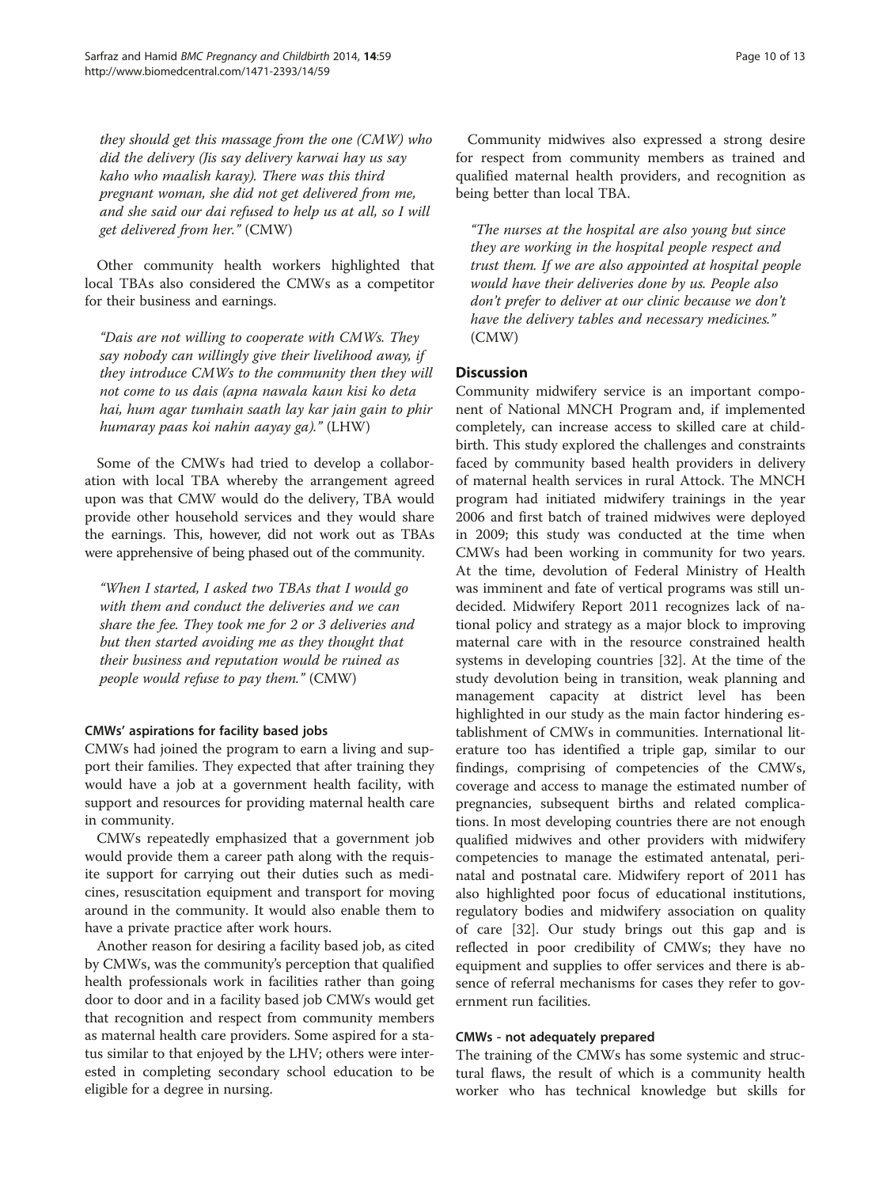*they should get this massage from the one (CMW) who did the delivery (Jis say delivery karwai hay us say kaho who maalish karay). There was this third pregnant woman, she did not get delivered from me, and she said our dai refused to help us at all, so I will get delivered from her."* (CMW)

Other community health workers highlighted that local TBAs also considered the CMWs as a competitor for their business and earnings.

*"Dais are not willing to cooperate with CMWs. They say nobody can willingly give their livelihood away, if they introduce CMWs to the community then they will not come to us dais (apna nawala kaun kisi ko deta hai, hum agar tumhain saath lay kar jain gain to phir humaray paas koi nahin aayay ga)."* (LHW)

Some of the CMWs had tried to develop a collaboration with local TBA whereby the arrangement agreed upon was that CMW would do the delivery, TBA would provide other household services and they would share the earnings. This, however, did not work out as TBAs were apprehensive of being phased out of the community.

*"When I started, I asked two TBAs that I would go with them and conduct the deliveries and we can share the fee. They took me for 2 or 3 deliveries and but then started avoiding me as they thought that their business and reputation would be ruined as people would refuse to pay them."* (CMW)

#### CMWs' aspirations for facility based jobs

CMWs had joined the program to earn a living and support their families. They expected that after training they would have a job at a government health facility, with support and resources for providing maternal health care in community.

CMWs repeatedly emphasized that a government job would provide them a career path along with the requisite support for carrying out their duties such as medicines, resuscitation equipment and transport for moving around in the community. It would also enable them to have a private practice after work hours.

Another reason for desiring a facility based job, as cited by CMWs, was the community's perception that qualified health professionals work in facilities rather than going door to door and in a facility based job CMWs would get that recognition and respect from community members as maternal health care providers. Some aspired for a status similar to that enjoyed by the LHV; others were interested in completing secondary school education to be eligible for a degree in nursing.

Community midwives also expressed a strong desire for respect from community members as trained and qualified maternal health providers, and recognition as being better than local TBA.

*"The nurses at the hospital are also young but since they are working in the hospital people respect and trust them. If we are also appointed at hospital people would have their deliveries done by us. People also don't prefer to deliver at our clinic because we don't have the delivery tables and necessary medicines."* (CMW)

## Discussion

Community midwifery service is an important component of National MNCH Program and, if implemented completely, can increase access to skilled care at childbirth. This study explored the challenges and constraints faced by community based health providers in delivery of maternal health services in rural Attock. The MNCH program had initiated midwifery trainings in the year 2006 and first batch of trained midwives were deployed in 2009; this study was conducted at the time when CMWs had been working in community for two years. At the time, devolution of Federal Ministry of Health was imminent and fate of vertical programs was still undecided. Midwifery Report 2011 recognizes lack of national policy and strategy as a major block to improving maternal care with in the resource constrained health systems in developing countries [32]. At the time of the study devolution being in transition, weak planning and management capacity at district level has been highlighted in our study as the main factor hindering establishment of CMWs in communities. International literature too has identified a triple gap, similar to our findings, comprising of competencies of the CMWs, coverage and access to manage the estimated number of pregnancies, subsequent births and related complications. In most developing countries there are not enough qualified midwives and other providers with midwifery competencies to manage the estimated antenatal, perinatal and postnatal care. Midwifery report of 2011 has also highlighted poor focus of educational institutions, regulatory bodies and midwifery association on quality of care [32]. Our study brings out this gap and is reflected in poor credibility of CMWs; they have no equipment and supplies to offer services and there is absence of referral mechanisms for cases they refer to government run facilities.

#### CMWs - not adequately prepared

The training of the CMWs has some systemic and structural flaws, the result of which is a community health worker who has technical knowledge but skills for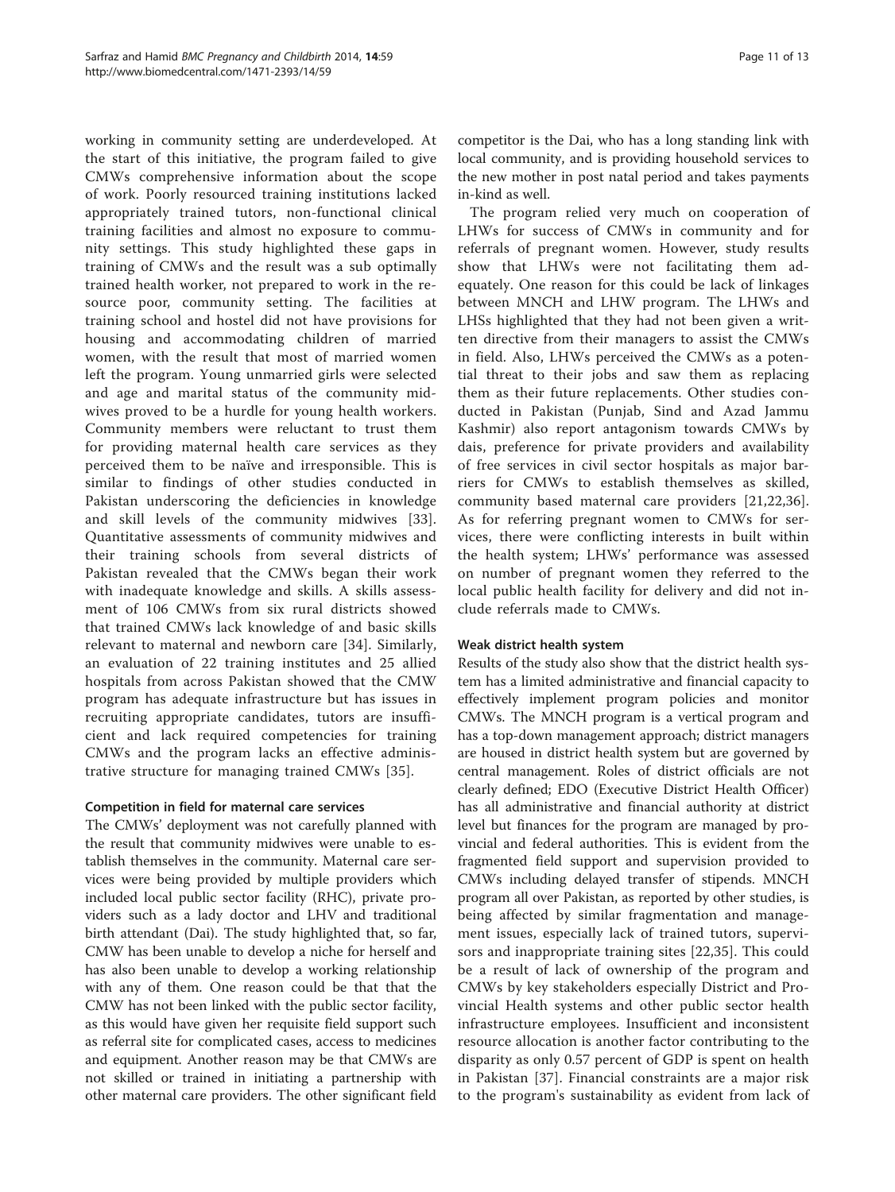working in community setting are underdeveloped. At the start of this initiative, the program failed to give CMWs comprehensive information about the scope of work. Poorly resourced training institutions lacked appropriately trained tutors, non-functional clinical training facilities and almost no exposure to community settings. This study highlighted these gaps in training of CMWs and the result was a sub optimally trained health worker, not prepared to work in the resource poor, community setting. The facilities at training school and hostel did not have provisions for housing and accommodating children of married women, with the result that most of married women left the program. Young unmarried girls were selected and age and marital status of the community midwives proved to be a hurdle for young health workers. Community members were reluctant to trust them for providing maternal health care services as they perceived them to be naïve and irresponsible. This is similar to findings of other studies conducted in Pakistan underscoring the deficiencies in knowledge and skill levels of the community midwives [33]. Quantitative assessments of community midwives and their training schools from several districts of Pakistan revealed that the CMWs began their work with inadequate knowledge and skills. A skills assessment of 106 CMWs from six rural districts showed that trained CMWs lack knowledge of and basic skills relevant to maternal and newborn care [34]. Similarly, an evaluation of 22 training institutes and 25 allied hospitals from across Pakistan showed that the CMW program has adequate infrastructure but has issues in recruiting appropriate candidates, tutors are insufficient and lack required competencies for training CMWs and the program lacks an effective administrative structure for managing trained CMWs [35].

### Competition in field for maternal care services

The CMWs' deployment was not carefully planned with the result that community midwives were unable to establish themselves in the community. Maternal care services were being provided by multiple providers which included local public sector facility (RHC), private providers such as a lady doctor and LHV and traditional birth attendant (Dai). The study highlighted that, so far, CMW has been unable to develop a niche for herself and has also been unable to develop a working relationship with any of them. One reason could be that that the CMW has not been linked with the public sector facility, as this would have given her requisite field support such as referral site for complicated cases, access to medicines and equipment. Another reason may be that CMWs are not skilled or trained in initiating a partnership with other maternal care providers. The other significant field competitor is the Dai, who has a long standing link with local community, and is providing household services to the new mother in post natal period and takes payments in-kind as well.

The program relied very much on cooperation of LHWs for success of CMWs in community and for referrals of pregnant women. However, study results show that LHWs were not facilitating them adequately. One reason for this could be lack of linkages between MNCH and LHW program. The LHWs and LHSs highlighted that they had not been given a written directive from their managers to assist the CMWs in field. Also, LHWs perceived the CMWs as a potential threat to their jobs and saw them as replacing them as their future replacements. Other studies conducted in Pakistan (Punjab, Sind and Azad Jammu Kashmir) also report antagonism towards CMWs by dais, preference for private providers and availability of free services in civil sector hospitals as major barriers for CMWs to establish themselves as skilled, community based maternal care providers [21,22,36]. As for referring pregnant women to CMWs for services, there were conflicting interests in built within the health system; LHWs' performance was assessed on number of pregnant women they referred to the local public health facility for delivery and did not include referrals made to CMWs.

### Weak district health system

Results of the study also show that the district health system has a limited administrative and financial capacity to effectively implement program policies and monitor CMWs. The MNCH program is a vertical program and has a top-down management approach; district managers are housed in district health system but are governed by central management. Roles of district officials are not clearly defined; EDO (Executive District Health Officer) has all administrative and financial authority at district level but finances for the program are managed by provincial and federal authorities. This is evident from the fragmented field support and supervision provided to CMWs including delayed transfer of stipends. MNCH program all over Pakistan, as reported by other studies, is being affected by similar fragmentation and management issues, especially lack of trained tutors, supervisors and inappropriate training sites [22,35]. This could be a result of lack of ownership of the program and CMWs by key stakeholders especially District and Provincial Health systems and other public sector health infrastructure employees. Insufficient and inconsistent resource allocation is another factor contributing to the disparity as only 0.57 percent of GDP is spent on health in Pakistan [37]. Financial constraints are a major risk to the program's sustainability as evident from lack of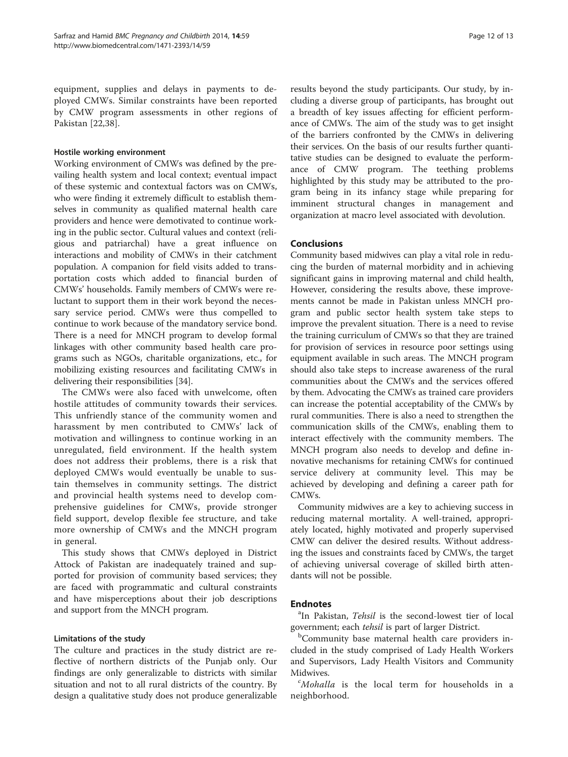equipment, supplies and delays in payments to deployed CMWs. Similar constraints have been reported by CMW program assessments in other regions of Pakistan [22,38].

#### Hostile working environment

Working environment of CMWs was defined by the prevailing health system and local context; eventual impact of these systemic and contextual factors was on CMWs, who were finding it extremely difficult to establish themselves in community as qualified maternal health care providers and hence were demotivated to continue working in the public sector. Cultural values and context (religious and patriarchal) have a great influence on interactions and mobility of CMWs in their catchment population. A companion for field visits added to transportation costs which added to financial burden of CMWs' households. Family members of CMWs were reluctant to support them in their work beyond the necessary service period. CMWs were thus compelled to continue to work because of the mandatory service bond. There is a need for MNCH program to develop formal linkages with other community based health care programs such as NGOs, charitable organizations, etc., for mobilizing existing resources and facilitating CMWs in delivering their responsibilities [34].

The CMWs were also faced with unwelcome, often hostile attitudes of community towards their services. This unfriendly stance of the community women and harassment by men contributed to CMWs' lack of motivation and willingness to continue working in an unregulated, field environment. If the health system does not address their problems, there is a risk that deployed CMWs would eventually be unable to sustain themselves in community settings. The district and provincial health systems need to develop comprehensive guidelines for CMWs, provide stronger field support, develop flexible fee structure, and take more ownership of CMWs and the MNCH program in general.

This study shows that CMWs deployed in District Attock of Pakistan are inadequately trained and supported for provision of community based services; they are faced with programmatic and cultural constraints and have misperceptions about their job descriptions and support from the MNCH program.

#### Limitations of the study

The culture and practices in the study district are reflective of northern districts of the Punjab only. Our findings are only generalizable to districts with similar situation and not to all rural districts of the country. By design a qualitative study does not produce generalizable results beyond the study participants. Our study, by including a diverse group of participants, has brought out a breadth of key issues affecting for efficient performance of CMWs. The aim of the study was to get insight of the barriers confronted by the CMWs in delivering their services. On the basis of our results further quantitative studies can be designed to evaluate the performance of CMW program. The teething problems highlighted by this study may be attributed to the program being in its infancy stage while preparing for imminent structural changes in management and organization at macro level associated with devolution.

## Conclusions

Community based midwives can play a vital role in reducing the burden of maternal morbidity and in achieving significant gains in improving maternal and child health, However, considering the results above, these improvements cannot be made in Pakistan unless MNCH program and public sector health system take steps to improve the prevalent situation. There is a need to revise the training curriculum of CMWs so that they are trained for provision of services in resource poor settings using equipment available in such areas. The MNCH program should also take steps to increase awareness of the rural communities about the CMWs and the services offered by them. Advocating the CMWs as trained care providers can increase the potential acceptability of the CMWs by rural communities. There is also a need to strengthen the communication skills of the CMWs, enabling them to interact effectively with the community members. The MNCH program also needs to develop and define innovative mechanisms for retaining CMWs for continued service delivery at community level. This may be achieved by developing and defining a career path for CMWs.

Community midwives are a key to achieving success in reducing maternal mortality. A well-trained, appropriately located, highly motivated and properly supervised CMW can deliver the desired results. Without addressing the issues and constraints faced by CMWs, the target of achieving universal coverage of skilled birth attendants will not be possible.

## Endnotes

[a]In Pakistan, *Tehsil* is the second-lowest tier of local government; each *tehsil* is part of larger District.

[b]Community base maternal health care providers included in the study comprised of Lady Health Workers and Supervisors, Lady Health Visitors and Community Midwives.

[c]*Mohalla* is the local term for households in a neighborhood.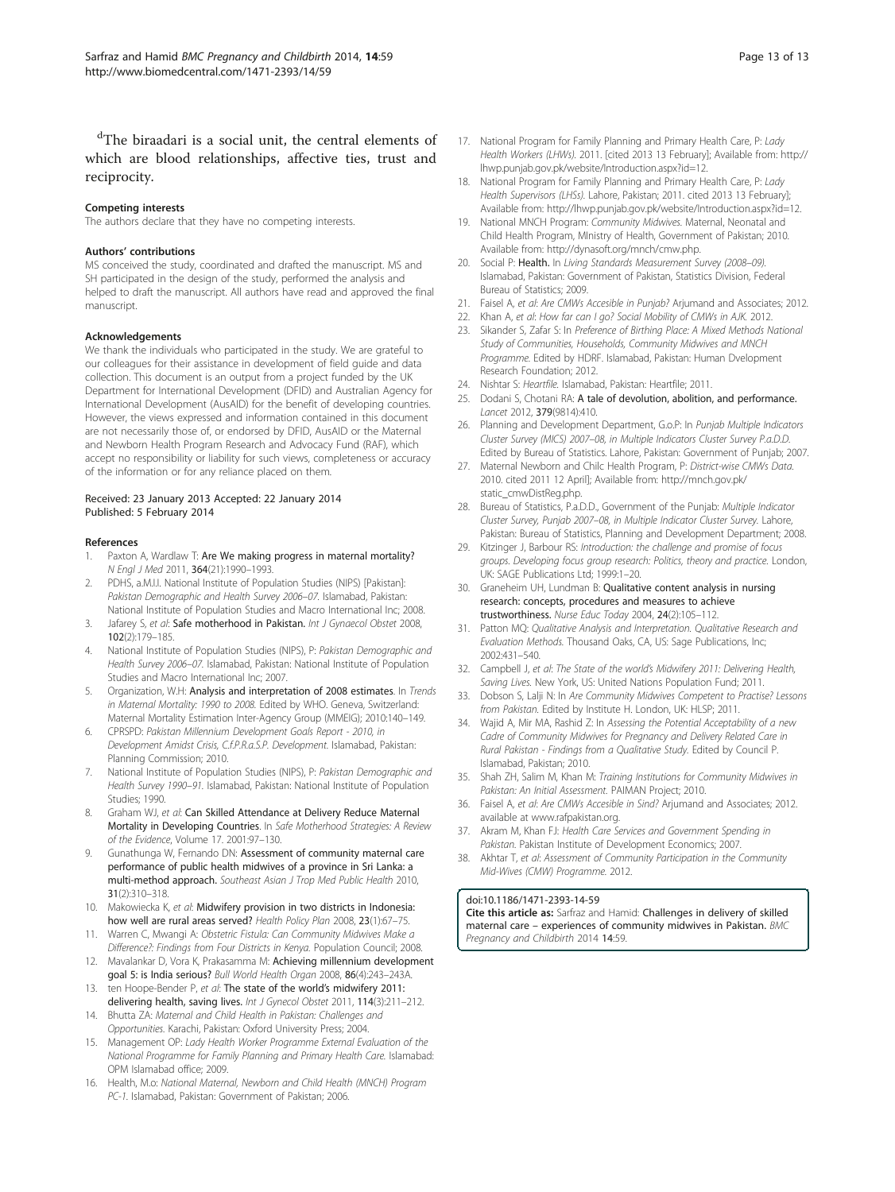[d]The biraadari is a social unit, the central elements of which are blood relationships, affective ties, trust and reciprocity.

#### Competing interests

The authors declare that they have no competing interests.

#### Authors' contributions

MS conceived the study, coordinated and drafted the manuscript. MS and SH participated in the design of the study, performed the analysis and helped to draft the manuscript. All authors have read and approved the final manuscript.

#### Acknowledgements

We thank the individuals who participated in the study. We are grateful to our colleagues for their assistance in development of field guide and data collection. This document is an output from a project funded by the UK Department for International Development (DFID) and Australian Agency for International Development (AusAID) for the benefit of developing countries. However, the views expressed and information contained in this document are not necessarily those of, or endorsed by DFID, AusAID or the Maternal and Newborn Health Program Research and Advocacy Fund (RAF), which accept no responsibility or liability for such views, completeness or accuracy of the information or for any reliance placed on them.

Received: 23 January 2013 Accepted: 22 January 2014
Published: 5 February 2014

#### References

1. Paxton A, Wardlaw T: **Are We making progress in maternal mortality?** *N Engl J Med* 2011, **364**(21):1990–1993.
2. PDHS, a.M.I.I. National Institute of Population Studies (NIPS) [Pakistan]: *Pakistan Demographic and Health Survey 2006–07.* Islamabad, Pakistan: National Institute of Population Studies and Macro International Inc; 2008.
3. Jafarey S, *et al*: **Safe motherhood in Pakistan.** *Int J Gynaecol Obstet* 2008, **102**(2):179–185.
4. National Institute of Population Studies (NIPS), P: *Pakistan Demographic and Health Survey 2006–07.* Islamabad, Pakistan: National Institute of Population Studies and Macro International Inc; 2007.
5. Organization, W.H: **Analysis and interpretation of 2008 estimates**. In *Trends in Maternal Mortality: 1990 to 2008.* Edited by WHO. Geneva, Switzerland: Maternal Mortality Estimation Inter-Agency Group (MMEIG); 2010:140–149.
6. CPRSPD: *Pakistan Millennium Development Goals Report - 2010, in Development Amidst Crisis, C.f.P.R.a.S.P. Development.* Islamabad, Pakistan: Planning Commission; 2010.
7. National Institute of Population Studies (NIPS), P: *Pakistan Demographic and Health Survey 1990–91.* Islamabad, Pakistan: National Institute of Population Studies; 1990.
8. Graham WJ, *et al*: **Can Skilled Attendance at Delivery Reduce Maternal Mortality in Developing Countries**. In *Safe Motherhood Strategies: A Review of the Evidence*, Volume 17. 2001:97–130.
9. Gunathunga W, Fernando DN: **Assessment of community maternal care performance of public health midwives of a province in Sri Lanka: a multi-method approach.** *Southeast Asian J Trop Med Public Health* 2010, **31**(2):310–318.
10. Makowiecka K, *et al*: **Midwifery provision in two districts in Indonesia: how well are rural areas served?** *Health Policy Plan* 2008, **23**(1):67–75.
11. Warren C, Mwangi A: *Obstetric Fistula: Can Community Midwives Make a Difference?: Findings from Four Districts in Kenya.* Population Council; 2008.
12. Mavalankar D, Vora K, Prakasamma M: **Achieving millennium development goal 5: is India serious?** *Bull World Health Organ* 2008, **86**(4):243–243A.
13. ten Hoope-Bender P, *et al*: **The state of the world's midwifery 2011: delivering health, saving lives.** *Int J Gynecol Obstet* 2011, **114**(3):211–212.
14. Bhutta ZA: *Maternal and Child Health in Pakistan: Challenges and Opportunities.* Karachi, Pakistan: Oxford University Press; 2004.
15. Management OP: *Lady Health Worker Programme External Evaluation of the National Programme for Family Planning and Primary Health Care.* Islamabad: OPM Islamabad office; 2009.
16. Health, M.o: *National Maternal, Newborn and Child Health (MNCH) Program PC-1.* Islamabad, Pakistan: Government of Pakistan; 2006.
17. National Program for Family Planning and Primary Health Care, P: *Lady Health Workers (LHWs).* 2011. [cited 2013 13 February]; Available from: http://lhwp.punjab.gov.pk/website/Introduction.aspx?id=12.
18. National Program for Family Planning and Primary Health Care, P: *Lady Health Supervisors (LHSs).* Lahore, Pakistan; 2011. cited 2013 13 February]; Available from: http://lhwp.punjab.gov.pk/website/Introduction.aspx?id=12.
19. National MNCH Program: *Community Midwives.* Maternal, Neonatal and Child Health Program, MInistry of Health, Government of Pakistan; 2010. Available from: http://dynasoft.org/mnch/cmw.php.
20. Social P: **Health.** In *Living Standards Measurement Survey (2008–09).* Islamabad, Pakistan: Government of Pakistan, Statistics Division, Federal Bureau of Statistics; 2009.
21. Faisel A, *et al*: *Are CMWs Accesible in Punjab?* Arjumand and Associates; 2012.
22. Khan A, *et al*: *How far can I go? Social Mobility of CMWs in AJK.* 2012.
23. Sikander S, Zafar S: In *Preference of Birthing Place: A Mixed Methods National Study of Communities, Households, Community Midwives and MNCH Programme.* Edited by HDRF. Islamabad, Pakistan: Human Dvelopment Research Foundation; 2012.
24. Nishtar S: *Heartfile.* Islamabad, Pakistan: Heartfile; 2011.
25. Dodani S, Chotani RA: **A tale of devolution, abolition, and performance.** *Lancet* 2012, **379**(9814):410.
26. Planning and Development Department, G.o.P: In *Punjab Multiple Indicators Cluster Survey (MICS) 2007–08, in Multiple Indicators Cluster Survey P.a.D.D.* Edited by Bureau of Statistics. Lahore, Pakistan: Government of Punjab; 2007.
27. Maternal Newborn and Chilc Health Program, P: *District-wise CMWs Data.* 2010. cited 2011 12 April]; Available from: http://mnch.gov.pk/static_cmwDistReg.php.
28. Bureau of Statistics, P.a.D.D., Government of the Punjab: *Multiple Indicator Cluster Survey, Punjab 2007–08, in Multiple Indicator Cluster Survey.* Lahore, Pakistan: Bureau of Statistics, Planning and Development Department; 2008.
29. Kitzinger J, Barbour RS: *Introduction: the challenge and promise of focus groups. Developing focus group research: Politics, theory and practice.* London, UK: SAGE Publications Ltd; 1999:1–20.
30. Graneheim UH, Lundman B: **Qualitative content analysis in nursing research: concepts, procedures and measures to achieve trustworthiness.** *Nurse Educ Today* 2004, **24**(2):105–112.
31. Patton MQ: *Qualitative Analysis and Interpretation. Qualitative Research and Evaluation Methods.* Thousand Oaks, CA, US: Sage Publications, Inc; 2002:431–540.
32. Campbell J, *et al*: *The State of the world's Midwifery 2011: Delivering Health, Saving Lives.* New York, US: United Nations Population Fund; 2011.
33. Dobson S, Lalji N: In *Are Community Midwives Competent to Practise? Lessons from Pakistan.* Edited by Institute H. London, UK: HLSP; 2011.
34. Wajid A, Mir MA, Rashid Z: In *Assessing the Potential Acceptability of a new Cadre of Community Midwives for Pregnancy and Delivery Related Care in Rural Pakistan - Findings from a Qualitative Study.* Edited by Council P. Islamabad, Pakistan; 2010.
35. Shah ZH, Salim M, Khan M: *Training Institutions for Community Midwives in Pakistan: An Initial Assessment.* PAIMAN Project; 2010.
36. Faisel A, *et al*: *Are CMWs Accesible in Sind?* Arjumand and Associates; 2012. available at www.rafpakistan.org.
37. Akram M, Khan FJ: *Health Care Services and Government Spending in Pakistan.* Pakistan Institute of Development Economics; 2007.
38. Akhtar T, *et al*: *Assessment of Community Participation in the Community Mid-Wives (CMW) Programme.* 2012.

doi:10.1186/1471-2393-14-59

**Cite this article as:** Sarfraz and Hamid: **Challenges in delivery of skilled maternal care – experiences of community midwives in Pakistan.** *BMC Pregnancy and Childbirth* 2014 **14**:59.